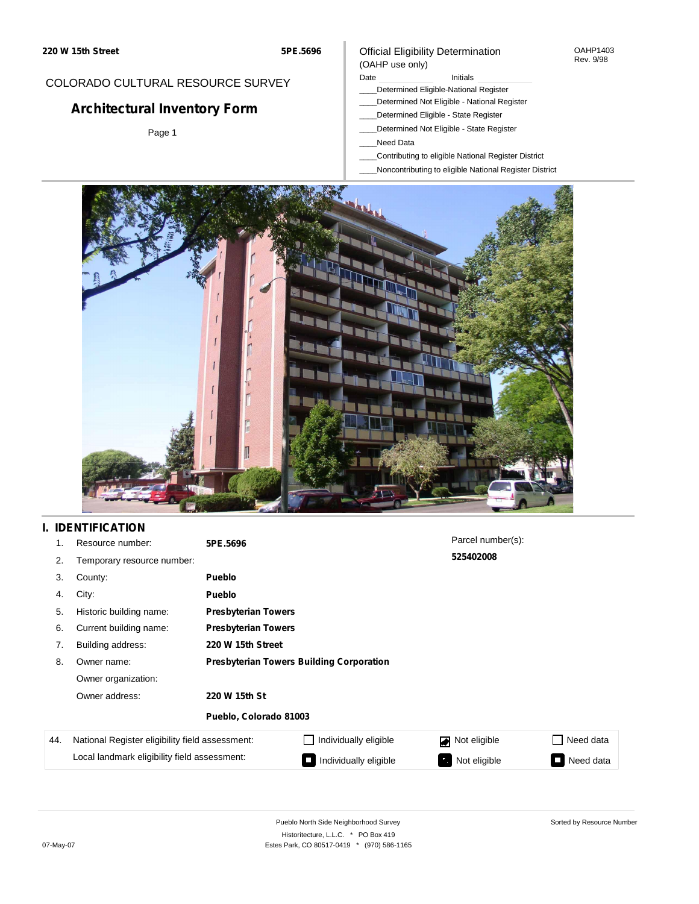**220 W 15th Street** **5PE.5696**

COLORADO CULTURAL RESOURCE SURVEY

## Architectural Inventory Form

Official Eligibility Determination
(OAHP use only)

OAHP1403
Rev. 9/98

Date ____________ Initials ____________

____Determined Eligible-National Register
____Determined Not Eligible - National Register
____Determined Eligible - State Register
____Determined Not Eligible - State Register
____Need Data
____Contributing to eligible National Register District
____Noncontributing to eligible National Register District

## I. IDENTIFICATION

1. Resource number: **5PE.5696**
2. Temporary resource number:
3. County: **Pueblo**
4. City: **Pueblo**
5. Historic building name: **Presbyterian Towers**
6. Current building name: **Presbyterian Towers**
7. Building address: **220 W 15th Street**
8. Owner name: **Presbyterian Towers Building Corporation**

   Owner organization:

   Owner address: **220 W 15th St**

   **Pueblo, Colorado 81003**

Parcel number(s):
**525402008**

| 44. | | | | |
|---|---|---|---|---|
| | National Register eligibility field assessment: | ☐ Individually eligible | ☑ Not eligible | ☐ Need data |
| | Local landmark eligibility field assessment: | ■ Individually eligible | ■ Not eligible | ■ Need data |

Pueblo North Side Neighborhood Survey
Historitecture, L.L.C. * PO Box 419
Estes Park, CO 80517-0419 * (970) 586-1165

Sorted by Resource Number

07-May-07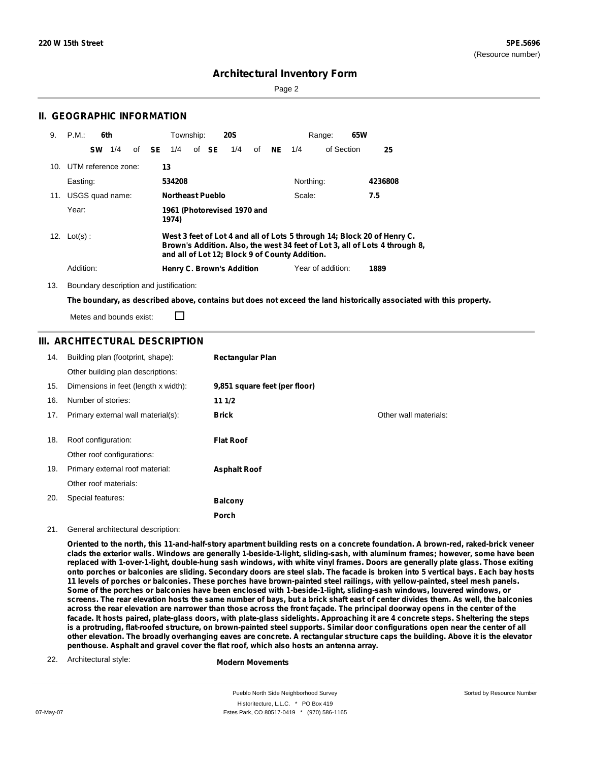**220 W 15th Street** **5PE.5696**
(Resource number)

# Architectural Inventory Form

## II. GEOGRAPHIC INFORMATION

9. P.M.: **6th** Township: **20S** Range: **65W**
**SW** 1/4 of **SE** 1/4 of **SE** 1/4 of **NE** 1/4 of Section **25**

10. UTM reference zone: **13**
Easting: **534208** Northing: **4236808**

11. USGS quad name: **Northeast Pueblo** Scale: **7.5**
Year: **1961 (Photorevised 1970 and 1974)**

12. Lot(s): **West 3 feet of Lot 4 and all of Lots 5 through 14; Block 20 of Henry C. Brown's Addition. Also, the west 34 feet of Lot 3, all of Lots 4 through 8, and all of Lot 12; Block 9 of County Addition.**
Addition: **Henry C. Brown's Addition** Year of addition: **1889**

13. Boundary description and justification:
**The boundary, as described above, contains but does not exceed the land historically associated with this property.**
Metes and bounds exist: ☐

## III. ARCHITECTURAL DESCRIPTION

14. Building plan (footprint, shape): **Rectangular Plan**
Other building plan descriptions:
15. Dimensions in feet (length x width): **9,851 square feet (per floor)**
16. Number of stories: **11 1/2**
17. Primary external wall material(s): **Brick** Other wall materials:
18. Roof configuration: **Flat Roof**
Other roof configurations:
19. Primary external roof material: **Asphalt Roof**
Other roof materials:
20. Special features: **Balcony**
**Porch**

21. General architectural description:

**Oriented to the north, this 11-and-half-story apartment building rests on a concrete foundation. A brown-red, raked-brick veneer clads the exterior walls. Windows are generally 1-beside-1-light, sliding-sash, with aluminum frames; however, some have been replaced with 1-over-1-light, double-hung sash windows, with white vinyl frames. Doors are generally plate glass. Those exiting onto porches or balconies are sliding. Secondary doors are steel slab. The facade is broken into 5 vertical bays. Each bay hosts 11 levels of porches or balconies. These porches have brown-painted steel railings, with yellow-painted, steel mesh panels. Some of the porches or balconies have been enclosed with 1-beside-1-light, sliding-sash windows, louvered windows, or screens. The rear elevation hosts the same number of bays, but a brick shaft east of center divides them. As well, the balconies across the rear elevation are narrower than those across the front façade. The principal doorway opens in the center of the facade. It hosts paired, plate-glass doors, with plate-glass sidelights. Approaching it are 4 concrete steps. Sheltering the steps is a protruding, flat-roofed structure, on brown-painted steel supports. Similar door configurations open near the center of all other elevation. The broadly overhanging eaves are concrete. A rectangular structure caps the building. Above it is the elevator penthouse. Asphalt and gravel cover the flat roof, which also hosts an antenna array.**

22. Architectural style: **Modern Movements**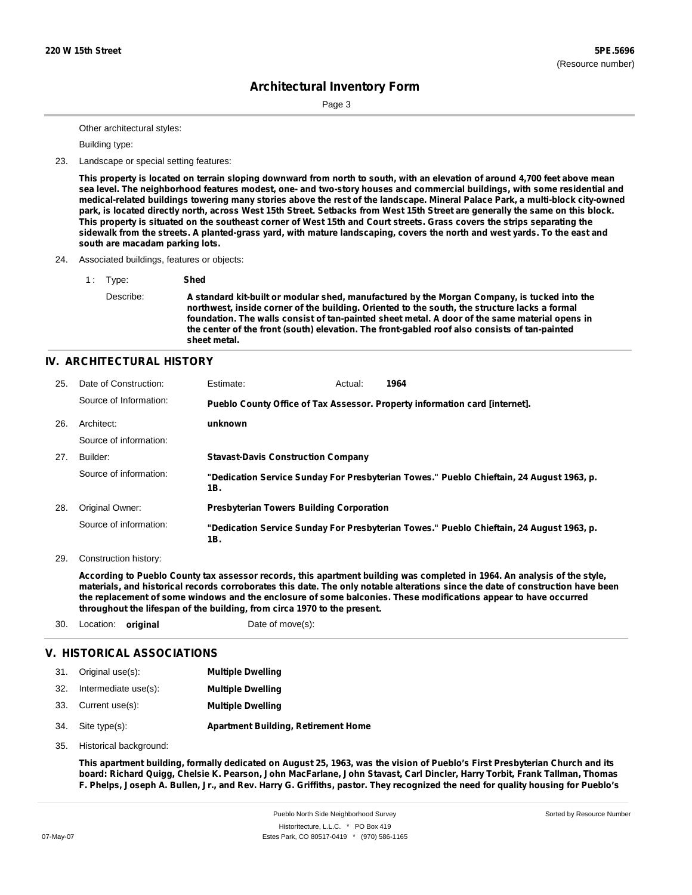Other architectural styles:

Building type:

23. Landscape or special setting features:

**This property is located on terrain sloping downward from north to south, with an elevation of around 4,700 feet above mean sea level. The neighborhood features modest, one- and two-story houses and commercial buildings, with some residential and medical-related buildings towering many stories above the rest of the landscape. Mineral Palace Park, a multi-block city-owned park, is located directly north, across West 15th Street. Setbacks from West 15th Street are generally the same on this block. This property is situated on the southeast corner of West 15th and Court streets. Grass covers the strips separating the sidewalk from the streets. A planted-grass yard, with mature landscaping, covers the north and west yards. To the east and south are macadam parking lots.**

24. Associated buildings, features or objects:

1 : Type: **Shed**

Describe: **A standard kit-built or modular shed, manufactured by the Morgan Company, is tucked into the northwest, inside corner of the building. Oriented to the south, the structure lacks a formal foundation. The walls consist of tan-painted sheet metal. A door of the same material opens in the center of the front (south) elevation. The front-gabled roof also consists of tan-painted sheet metal.**

## IV. ARCHITECTURAL HISTORY

25. Date of Construction: Estimate: Actual: **1964**

Source of Information: **Pueblo County Office of Tax Assessor. Property information card [internet].**

26. Architect: **unknown**

Source of information:

27. Builder: **Stavast-Davis Construction Company**

Source of information: **"Dedication Service Sunday For Presbyterian Towes." Pueblo Chieftain, 24 August 1963, p. 1B.**

28. Original Owner: **Presbyterian Towers Building Corporation**

Source of information: **"Dedication Service Sunday For Presbyterian Towes." Pueblo Chieftain, 24 August 1963, p. 1B.**

29. Construction history:

**According to Pueblo County tax assessor records, this apartment building was completed in 1964. An analysis of the style, materials, and historical records corroborates this date. The only notable alterations since the date of construction have been the replacement of some windows and the enclosure of some balconies. These modifications appear to have occurred throughout the lifespan of the building, from circa 1970 to the present.**

30. Location: **original** Date of move(s):

## V. HISTORICAL ASSOCIATIONS

31. Original use(s): **Multiple Dwelling**
32. Intermediate use(s): **Multiple Dwelling**
33. Current use(s): **Multiple Dwelling**
34. Site type(s): **Apartment Building, Retirement Home**
35. Historical background:

**This apartment building, formally dedicated on August 25, 1963, was the vision of Pueblo's First Presbyterian Church and its board: Richard Quigg, Chelsie K. Pearson, John MacFarlane, John Stavast, Carl Dincler, Harry Torbit, Frank Tallman, Thomas F. Phelps, Joseph A. Bullen, Jr., and Rev. Harry G. Griffiths, pastor. They recognized the need for quality housing for Pueblo's**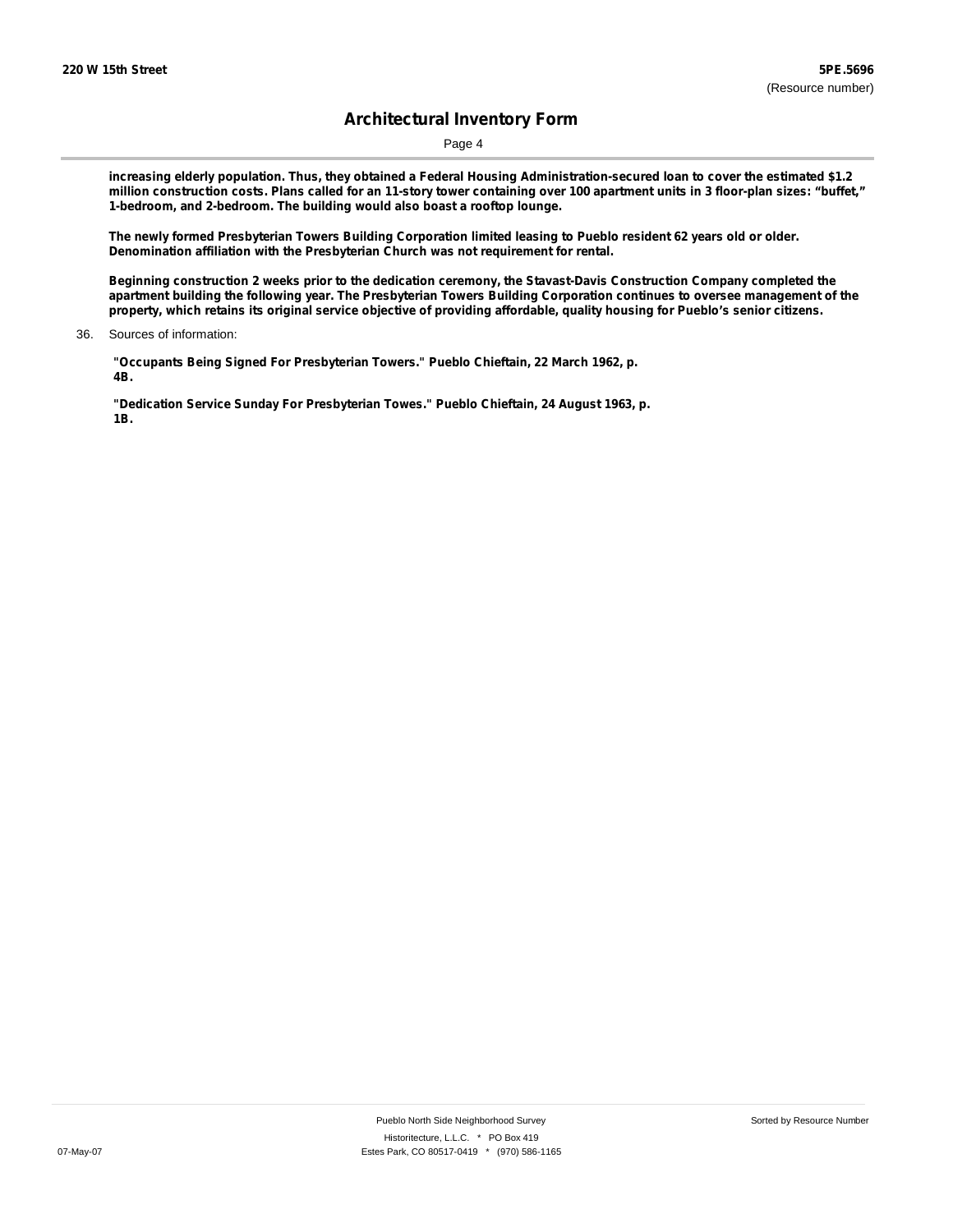**increasing elderly population. Thus, they obtained a Federal Housing Administration-secured loan to cover the estimated $1.2 million construction costs. Plans called for an 11-story tower containing over 100 apartment units in 3 floor-plan sizes: “buffet,” 1-bedroom, and 2-bedroom. The building would also boast a rooftop lounge.**

**The newly formed Presbyterian Towers Building Corporation limited leasing to Pueblo resident 62 years old or older. Denomination affiliation with the Presbyterian Church was not requirement for rental.**

**Beginning construction 2 weeks prior to the dedication ceremony, the Stavast-Davis Construction Company completed the apartment building the following year. The Presbyterian Towers Building Corporation continues to oversee management of the property, which retains its original service objective of providing affordable, quality housing for Pueblo’s senior citizens.**

36. Sources of information:

**"Occupants Being Signed For Presbyterian Towers." Pueblo Chieftain, 22 March 1962, p. 4B.**

**"Dedication Service Sunday For Presbyterian Towes." Pueblo Chieftain, 24 August 1963, p. 1B.**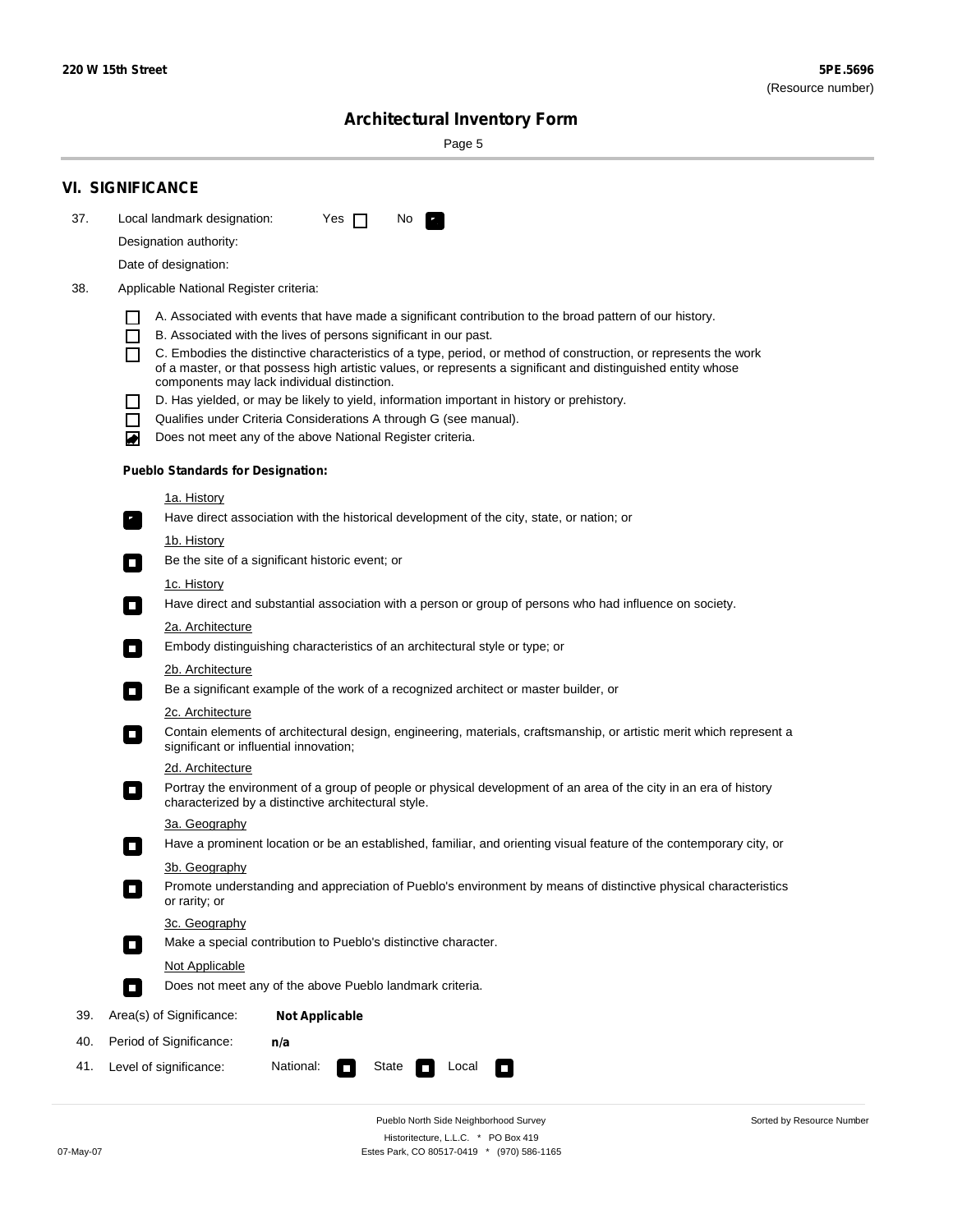## VI. SIGNIFICANCE

37. Local landmark designation: Yes ☐ No ☑

Designation authority:

Date of designation:

38. Applicable National Register criteria:

- ☐ A. Associated with events that have made a significant contribution to the broad pattern of our history.
- ☐ B. Associated with the lives of persons significant in our past.
- ☐ C. Embodies the distinctive characteristics of a type, period, or method of construction, or represents the work of a master, or that possess high artistic values, or represents a significant and distinguished entity whose components may lack individual distinction.
- ☐ D. Has yielded, or may be likely to yield, information important in history or prehistory.
- ☐ Qualifies under Criteria Considerations A through G (see manual).
- ☑ Does not meet any of the above National Register criteria.

**Pueblo Standards for Designation:**

1a. History
☑ Have direct association with the historical development of the city, state, or nation; or

1b. History
☐ Be the site of a significant historic event; or

1c. History
☐ Have direct and substantial association with a person or group of persons who had influence on society.

2a. Architecture
☐ Embody distinguishing characteristics of an architectural style or type; or

2b. Architecture
☐ Be a significant example of the work of a recognized architect or master builder, or

2c. Architecture
☐ Contain elements of architectural design, engineering, materials, craftsmanship, or artistic merit which represent a significant or influential innovation;

2d. Architecture
☐ Portray the environment of a group of people or physical development of an area of the city in an era of history characterized by a distinctive architectural style.

3a. Geography
☐ Have a prominent location or be an established, familiar, and orienting visual feature of the contemporary city, or

3b. Geography
☐ Promote understanding and appreciation of Pueblo's environment by means of distinctive physical characteristics or rarity; or

3c. Geography
☐ Make a special contribution to Pueblo's distinctive character.

Not Applicable
☐ Does not meet any of the above Pueblo landmark criteria.

39. Area(s) of Significance: **Not Applicable**

40. Period of Significance: **n/a**

41. Level of significance: National: ☐ State ☐ Local ☐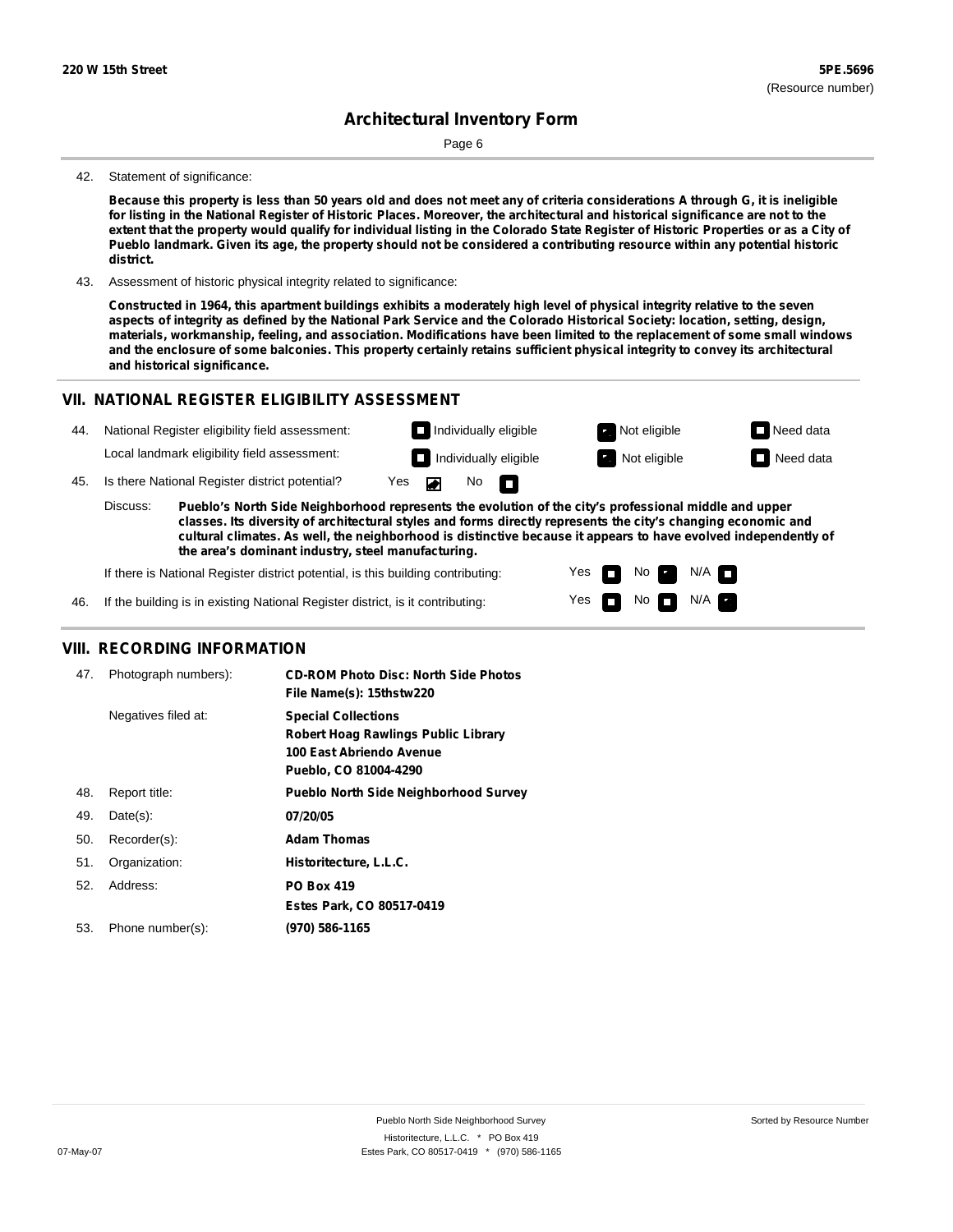# Architectural Inventory Form

42. Statement of significance:

**Because this property is less than 50 years old and does not meet any of criteria considerations A through G, it is ineligible for listing in the National Register of Historic Places. Moreover, the architectural and historical significance are not to the extent that the property would qualify for individual listing in the Colorado State Register of Historic Properties or as a City of Pueblo landmark. Given its age, the property should not be considered a contributing resource within any potential historic district.**

43. Assessment of historic physical integrity related to significance:

**Constructed in 1964, this apartment buildings exhibits a moderately high level of physical integrity relative to the seven aspects of integrity as defined by the National Park Service and the Colorado Historical Society: location, setting, design, materials, workmanship, feeling, and association. Modifications have been limited to the replacement of some small windows and the enclosure of some balconies. This property certainly retains sufficient physical integrity to convey its architectural and historical significance.**

## VII. NATIONAL REGISTER ELIGIBILITY ASSESSMENT

44. National Register eligibility field assessment: ☐ Individually eligible ☑ Not eligible ☐ Need data

Local landmark eligibility field assessment: ☐ Individually eligible ☑ Not eligible ☐ Need data

45. Is there National Register district potential? Yes ☑ No ☐

Discuss: **Pueblo's North Side Neighborhood represents the evolution of the city's professional middle and upper classes. Its diversity of architectural styles and forms directly represents the city's changing economic and cultural climates. As well, the neighborhood is distinctive because it appears to have evolved independently of the area's dominant industry, steel manufacturing.**

If there is National Register district potential, is this building contributing: Yes ☐ No ☑ N/A ☐

46. If the building is in existing National Register district, is it contributing: Yes ☐ No ☐ N/A ☑

## VIII. RECORDING INFORMATION

47. Photograph numbers): **CD-ROM Photo Disc: North Side Photos**
**File Name(s): 15thstw220**

Negatives filed at: **Special Collections**
**Robert Hoag Rawlings Public Library**
**100 East Abriendo Avenue**
**Pueblo, CO 81004-4290**

48. Report title: **Pueblo North Side Neighborhood Survey**

49. Date(s): **07/20/05**

50. Recorder(s): **Adam Thomas**

51. Organization: **Historitecture, L.L.C.**

52. Address: **PO Box 419**
**Estes Park, CO 80517-0419**

53. Phone number(s): **(970) 586-1165**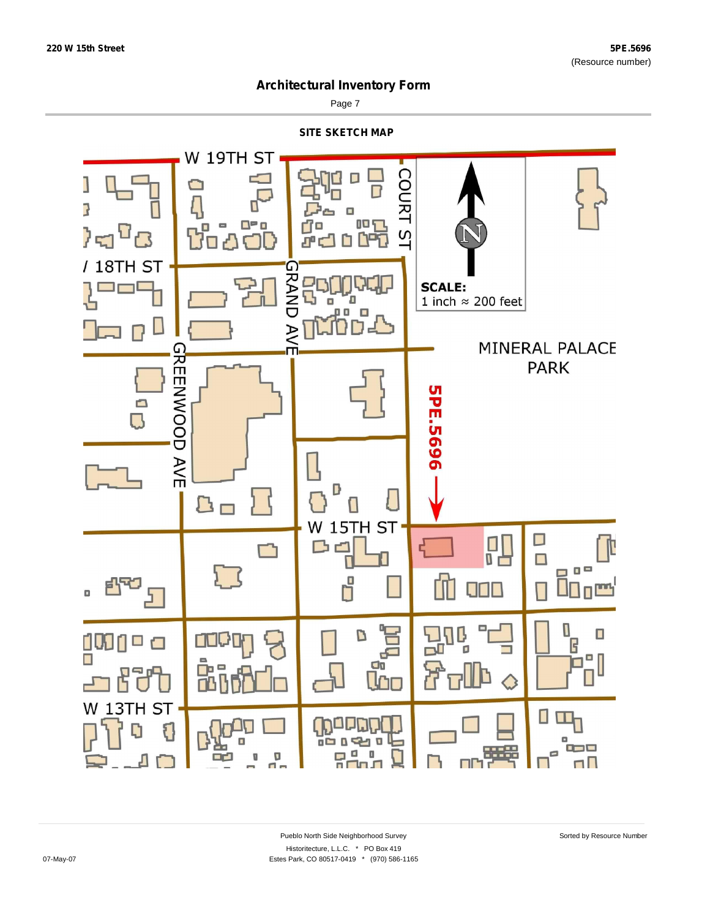## Architectural Inventory Form

### SITE SKETCH MAP

W 19TH ST

COURT ST

W 18TH ST

GRAND AVE

GREENWOOD AVE

SCALE:
1 inch ≈ 200 feet

MINERAL PALACE PARK

5PE.5696

W 15TH ST

W 13TH ST

Pueblo North Side Neighborhood Survey

Historitecture, L.L.C. * PO Box 419

Estes Park, CO 80517-0419 * (970) 586-1165

Sorted by Resource Number

07-May-07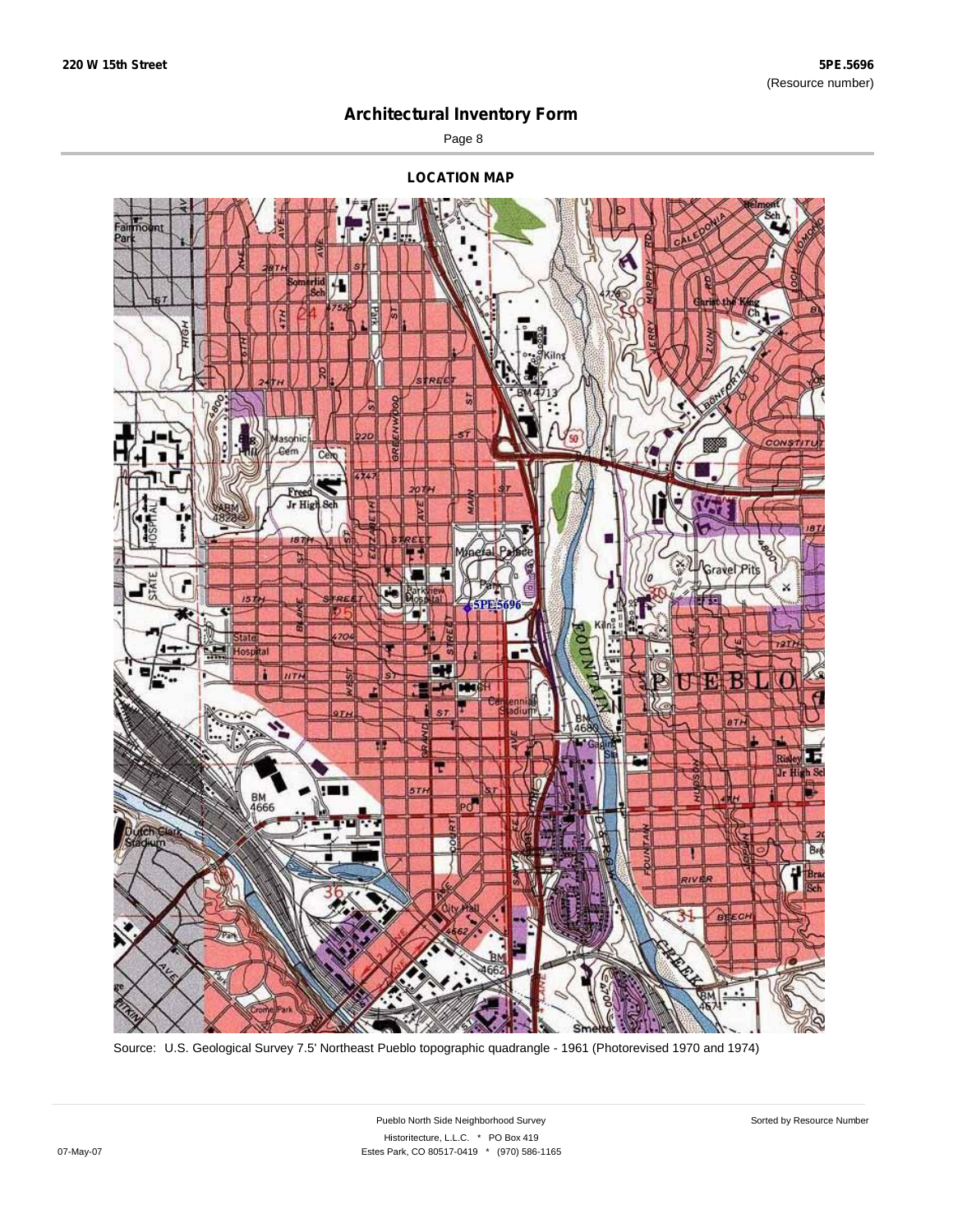220 W 15th Street

5PE.5696
(Resource number)

# Architectural Inventory Form

Page 8

## LOCATION MAP

Source: U.S. Geological Survey 7.5' Northeast Pueblo topographic quadrangle - 1961 (Photorevised 1970 and 1974)

Pueblo North Side Neighborhood Survey
Historitecture, L.L.C. * PO Box 419
Estes Park, CO 80517-0419 * (970) 586-1165

Sorted by Resource Number

07-May-07